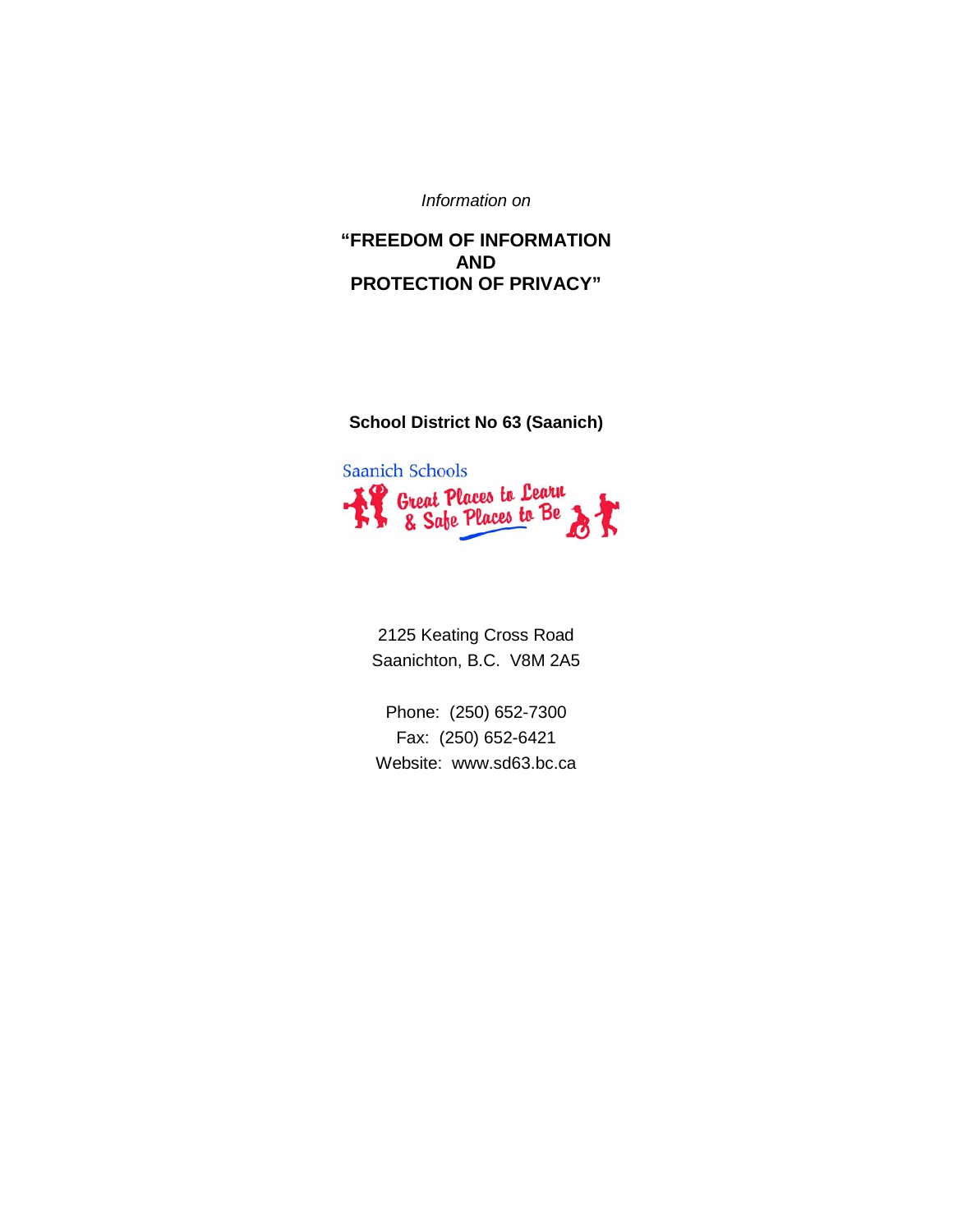*Information on*

# "FREEDOM OF INFORMATION AND PROTECTION OF PRIVACY"

**School District No 63 (Saanich)**

Saanich Schools

Great Places to Learn & Safe Places to Be

2125 Keating Cross Road
Saanichton, B.C. V8M 2A5

Phone: (250) 652-7300
Fax: (250) 652-6421
Website: www.sd63.bc.ca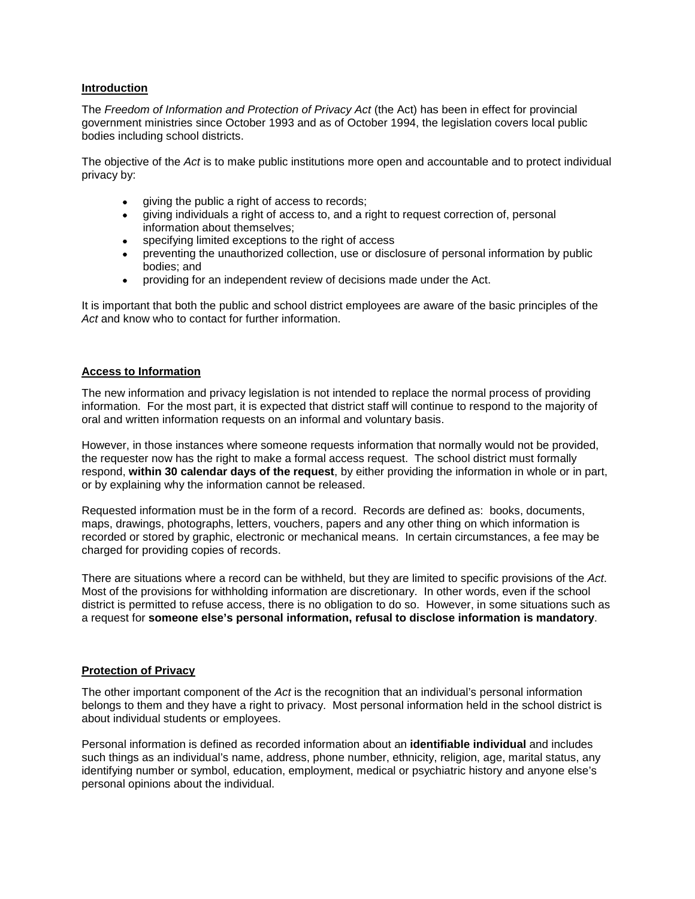## Introduction

The *Freedom of Information and Protection of Privacy Act* (the Act) has been in effect for provincial government ministries since October 1993 and as of October 1994, the legislation covers local public bodies including school districts.

The objective of the *Act* is to make public institutions more open and accountable and to protect individual privacy by:

- giving the public a right of access to records;
- giving individuals a right of access to, and a right to request correction of, personal information about themselves;
- specifying limited exceptions to the right of access
- preventing the unauthorized collection, use or disclosure of personal information by public bodies; and
- providing for an independent review of decisions made under the Act.

It is important that both the public and school district employees are aware of the basic principles of the *Act* and know who to contact for further information.

## Access to Information

The new information and privacy legislation is not intended to replace the normal process of providing information. For the most part, it is expected that district staff will continue to respond to the majority of oral and written information requests on an informal and voluntary basis.

However, in those instances where someone requests information that normally would not be provided, the requester now has the right to make a formal access request. The school district must formally respond, **within 30 calendar days of the request**, by either providing the information in whole or in part, or by explaining why the information cannot be released.

Requested information must be in the form of a record. Records are defined as: books, documents, maps, drawings, photographs, letters, vouchers, papers and any other thing on which information is recorded or stored by graphic, electronic or mechanical means. In certain circumstances, a fee may be charged for providing copies of records.

There are situations where a record can be withheld, but they are limited to specific provisions of the *Act*. Most of the provisions for withholding information are discretionary. In other words, even if the school district is permitted to refuse access, there is no obligation to do so. However, in some situations such as a request for **someone else's personal information, refusal to disclose information is mandatory**.

## Protection of Privacy

The other important component of the *Act* is the recognition that an individual's personal information belongs to them and they have a right to privacy. Most personal information held in the school district is about individual students or employees.

Personal information is defined as recorded information about an **identifiable individual** and includes such things as an individual's name, address, phone number, ethnicity, religion, age, marital status, any identifying number or symbol, education, employment, medical or psychiatric history and anyone else's personal opinions about the individual.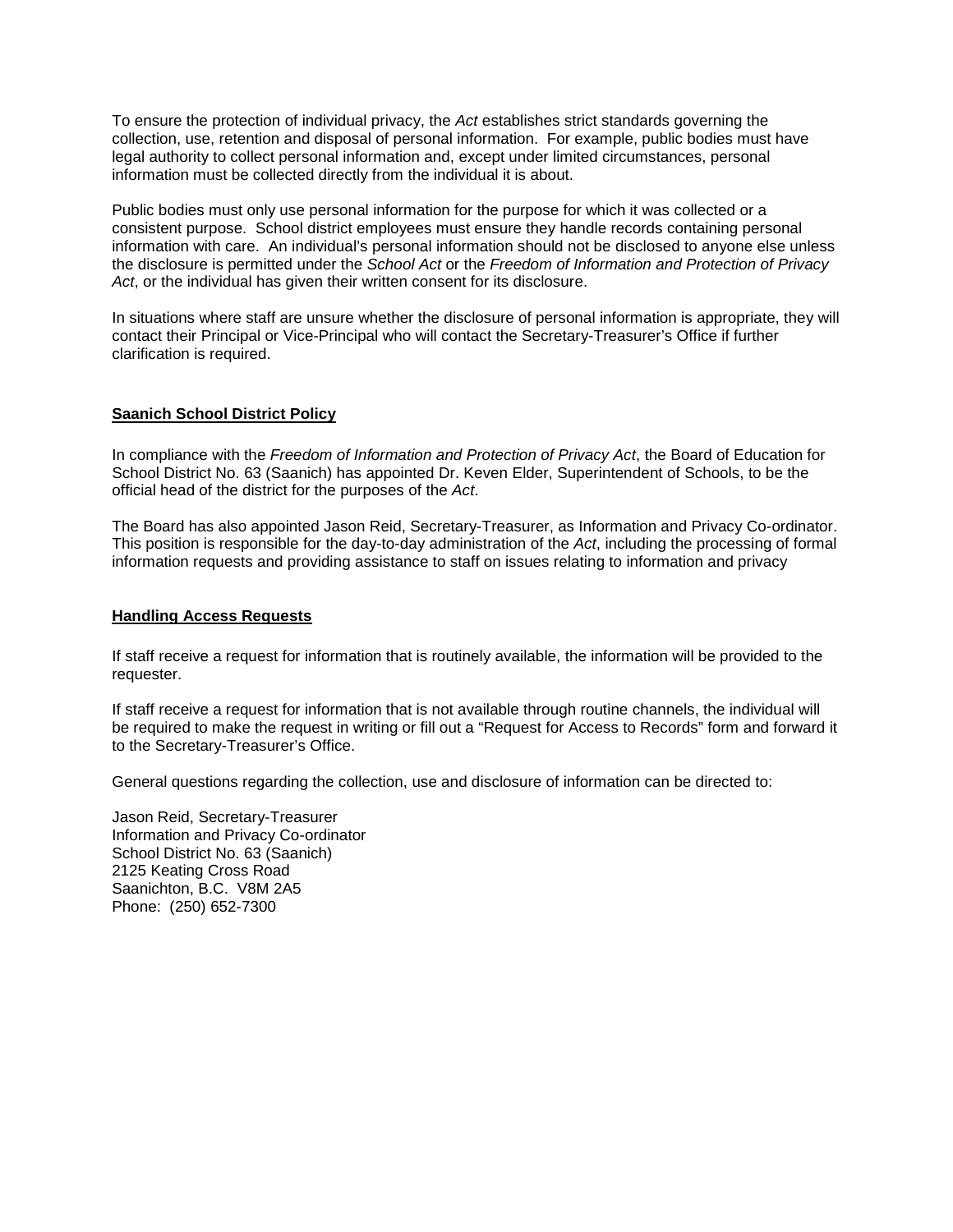To ensure the protection of individual privacy, the *Act* establishes strict standards governing the collection, use, retention and disposal of personal information. For example, public bodies must have legal authority to collect personal information and, except under limited circumstances, personal information must be collected directly from the individual it is about.

Public bodies must only use personal information for the purpose for which it was collected or a consistent purpose. School district employees must ensure they handle records containing personal information with care. An individual's personal information should not be disclosed to anyone else unless the disclosure is permitted under the *School Act* or the *Freedom of Information and Protection of Privacy Act*, or the individual has given their written consent for its disclosure.

In situations where staff are unsure whether the disclosure of personal information is appropriate, they will contact their Principal or Vice-Principal who will contact the Secretary-Treasurer's Office if further clarification is required.

## Saanich School District Policy

In compliance with the *Freedom of Information and Protection of Privacy Act*, the Board of Education for School District No. 63 (Saanich) has appointed Dr. Keven Elder, Superintendent of Schools, to be the official head of the district for the purposes of the *Act*.

The Board has also appointed Jason Reid, Secretary-Treasurer, as Information and Privacy Co-ordinator. This position is responsible for the day-to-day administration of the *Act*, including the processing of formal information requests and providing assistance to staff on issues relating to information and privacy

## Handling Access Requests

If staff receive a request for information that is routinely available, the information will be provided to the requester.

If staff receive a request for information that is not available through routine channels, the individual will be required to make the request in writing or fill out a "Request for Access to Records" form and forward it to the Secretary-Treasurer's Office.

General questions regarding the collection, use and disclosure of information can be directed to:

Jason Reid, Secretary-Treasurer
Information and Privacy Co-ordinator
School District No. 63 (Saanich)
2125 Keating Cross Road
Saanichton, B.C. V8M 2A5
Phone: (250) 652-7300